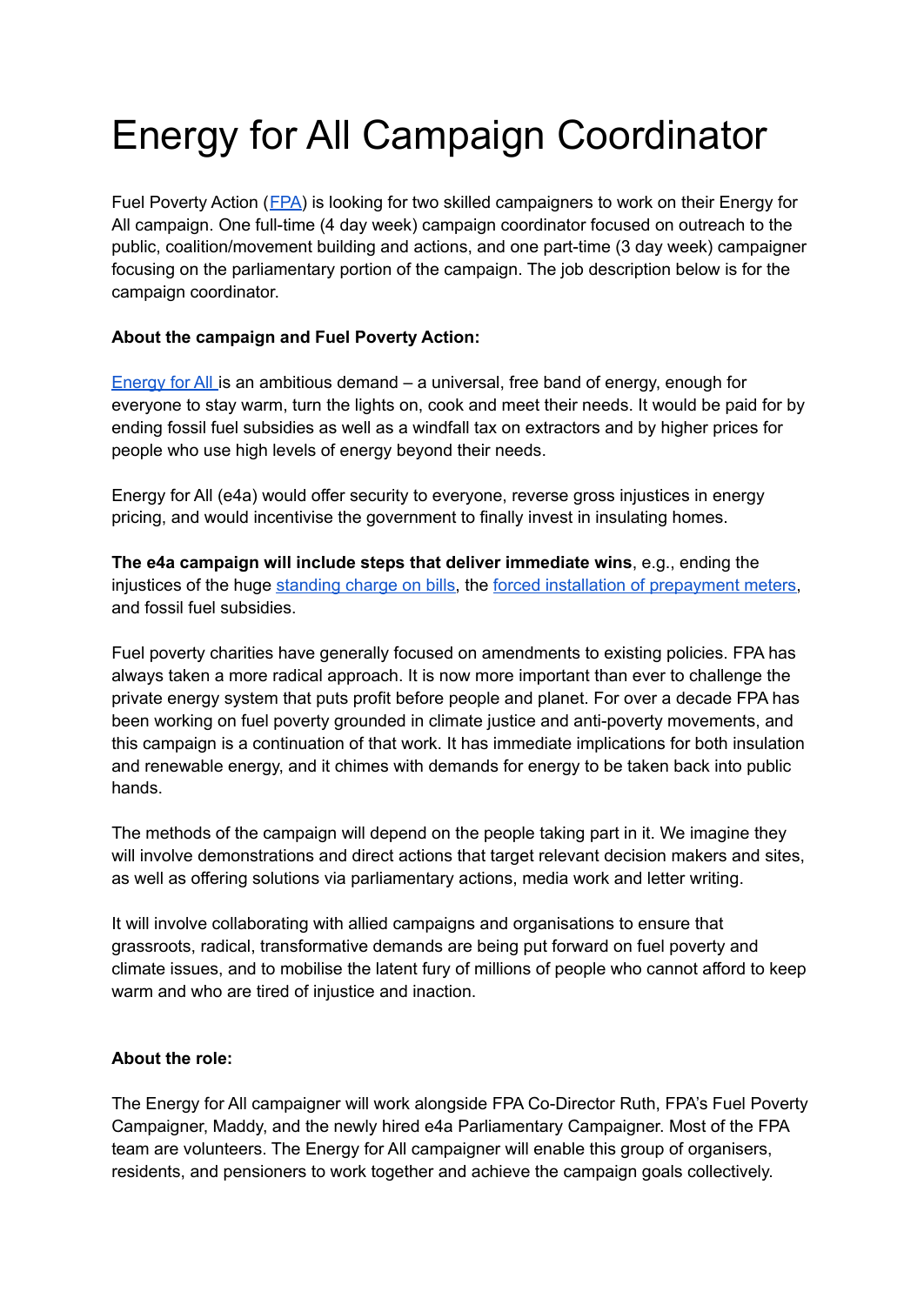# Energy for All Campaign Coordinator

Fuel Poverty Action (FPA) is looking for two skilled campaigners to work on their Energy for All campaign. One full-time (4 day week) campaign coordinator focused on outreach to the public, coalition/movement building and actions, and one part-time (3 day week) campaigner focusing on the parliamentary portion of the campaign. The job description below is for the campaign coordinator.

**About the campaign and Fuel Poverty Action:**

Energy for All is an ambitious demand – a universal, free band of energy, enough for everyone to stay warm, turn the lights on, cook and meet their needs. It would be paid for by ending fossil fuel subsidies as well as a windfall tax on extractors and by higher prices for people who use high levels of energy beyond their needs.

Energy for All (e4a) would offer security to everyone, reverse gross injustices in energy pricing, and would incentivise the government to finally invest in insulating homes.

**The e4a campaign will include steps that deliver immediate wins**, e.g., ending the injustices of the huge standing charge on bills, the forced installation of prepayment meters, and fossil fuel subsidies.

Fuel poverty charities have generally focused on amendments to existing policies. FPA has always taken a more radical approach. It is now more important than ever to challenge the private energy system that puts profit before people and planet. For over a decade FPA has been working on fuel poverty grounded in climate justice and anti-poverty movements, and this campaign is a continuation of that work. It has immediate implications for both insulation and renewable energy, and it chimes with demands for energy to be taken back into public hands.

The methods of the campaign will depend on the people taking part in it. We imagine they will involve demonstrations and direct actions that target relevant decision makers and sites, as well as offering solutions via parliamentary actions, media work and letter writing.

It will involve collaborating with allied campaigns and organisations to ensure that grassroots, radical, transformative demands are being put forward on fuel poverty and climate issues, and to mobilise the latent fury of millions of people who cannot afford to keep warm and who are tired of injustice and inaction.

**About the role:**

The Energy for All campaigner will work alongside FPA Co-Director Ruth, FPA's Fuel Poverty Campaigner, Maddy, and the newly hired e4a Parliamentary Campaigner. Most of the FPA team are volunteers. The Energy for All campaigner will enable this group of organisers, residents, and pensioners to work together and achieve the campaign goals collectively.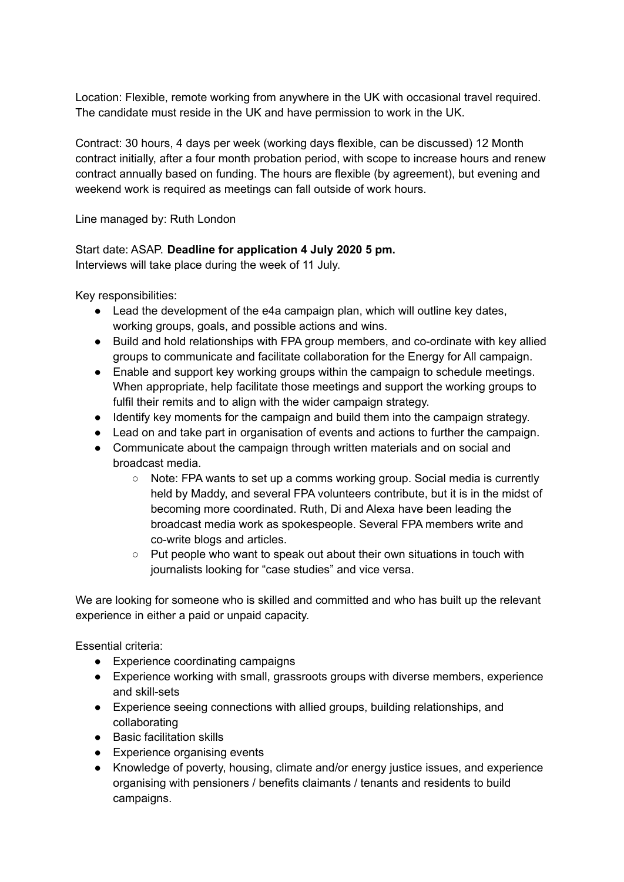Location: Flexible, remote working from anywhere in the UK with occasional travel required. The candidate must reside in the UK and have permission to work in the UK.

Contract: 30 hours, 4 days per week (working days flexible, can be discussed) 12 Month contract initially, after a four month probation period, with scope to increase hours and renew contract annually based on funding. The hours are flexible (by agreement), but evening and weekend work is required as meetings can fall outside of work hours.

Line managed by: Ruth London

Start date: ASAP. **Deadline for application 4 July 2020 5 pm.**
Interviews will take place during the week of 11 July.

Key responsibilities:

- Lead the development of the e4a campaign plan, which will outline key dates, working groups, goals, and possible actions and wins.
- Build and hold relationships with FPA group members, and co-ordinate with key allied groups to communicate and facilitate collaboration for the Energy for All campaign.
- Enable and support key working groups within the campaign to schedule meetings. When appropriate, help facilitate those meetings and support the working groups to fulfil their remits and to align with the wider campaign strategy.
- Identify key moments for the campaign and build them into the campaign strategy.
- Lead on and take part in organisation of events and actions to further the campaign.
- Communicate about the campaign through written materials and on social and broadcast media.
    - Note: FPA wants to set up a comms working group. Social media is currently held by Maddy, and several FPA volunteers contribute, but it is in the midst of becoming more coordinated. Ruth, Di and Alexa have been leading the broadcast media work as spokespeople. Several FPA members write and co-write blogs and articles.
    - Put people who want to speak out about their own situations in touch with journalists looking for "case studies" and vice versa.

We are looking for someone who is skilled and committed and who has built up the relevant experience in either a paid or unpaid capacity.

Essential criteria:

- Experience coordinating campaigns
- Experience working with small, grassroots groups with diverse members, experience and skill-sets
- Experience seeing connections with allied groups, building relationships, and collaborating
- Basic facilitation skills
- Experience organising events
- Knowledge of poverty, housing, climate and/or energy justice issues, and experience organising with pensioners / benefits claimants / tenants and residents to build campaigns.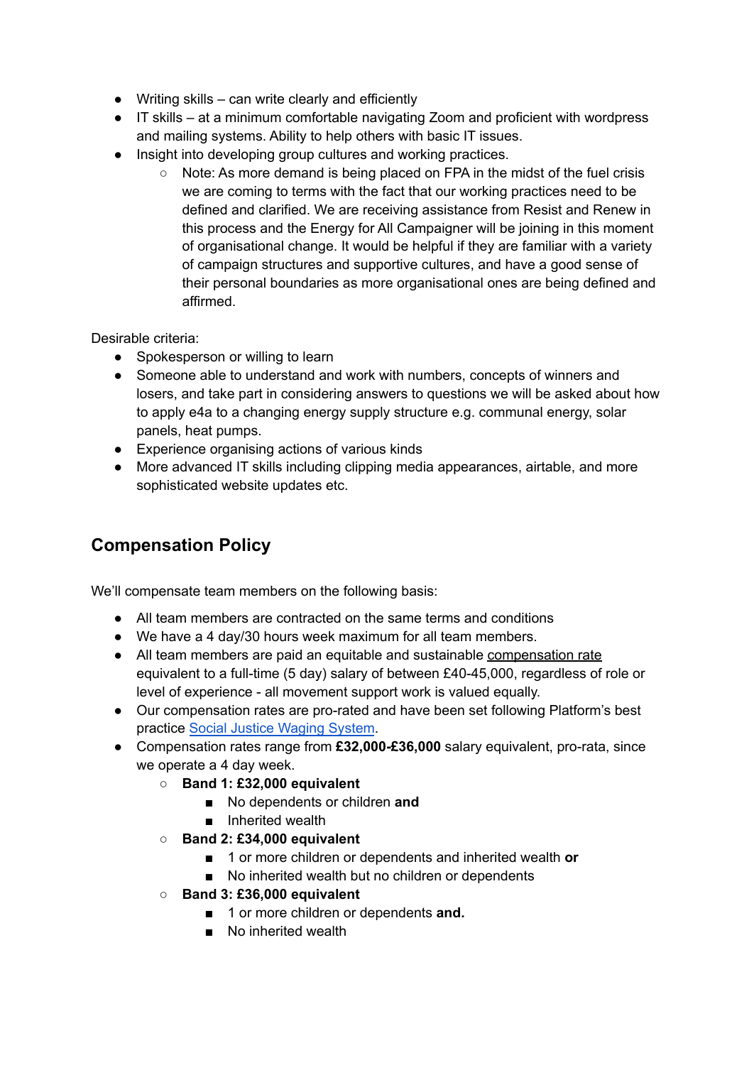- Writing skills – can write clearly and efficiently
- IT skills – at a minimum comfortable navigating Zoom and proficient with wordpress and mailing systems. Ability to help others with basic IT issues.
- Insight into developing group cultures and working practices.
  - Note: As more demand is being placed on FPA in the midst of the fuel crisis we are coming to terms with the fact that our working practices need to be defined and clarified. We are receiving assistance from Resist and Renew in this process and the Energy for All Campaigner will be joining in this moment of organisational change. It would be helpful if they are familiar with a variety of campaign structures and supportive cultures, and have a good sense of their personal boundaries as more organisational ones are being defined and affirmed.

Desirable criteria:

- Spokesperson or willing to learn
- Someone able to understand and work with numbers, concepts of winners and losers, and take part in considering answers to questions we will be asked about how to apply e4a to a changing energy supply structure e.g. communal energy, solar panels, heat pumps.
- Experience organising actions of various kinds
- More advanced IT skills including clipping media appearances, airtable, and more sophisticated website updates etc.

## Compensation Policy

We'll compensate team members on the following basis:

- All team members are contracted on the same terms and conditions
- We have a 4 day/30 hours week maximum for all team members.
- All team members are paid an equitable and sustainable compensation rate equivalent to a full-time (5 day) salary of between £40-45,000, regardless of role or level of experience - all movement support work is valued equally.
- Our compensation rates are pro-rated and have been set following Platform's best practice Social Justice Waging System.
- Compensation rates range from **£32,000-£36,000** salary equivalent, pro-rata, since we operate a 4 day week.
  - **Band 1: £32,000 equivalent**
    - No dependents or children **and**
    - Inherited wealth
  - **Band 2: £34,000 equivalent**
    - 1 or more children or dependents and inherited wealth **or**
    - No inherited wealth but no children or dependents
  - **Band 3: £36,000 equivalent**
    - 1 or more children or dependents **and.**
    - No inherited wealth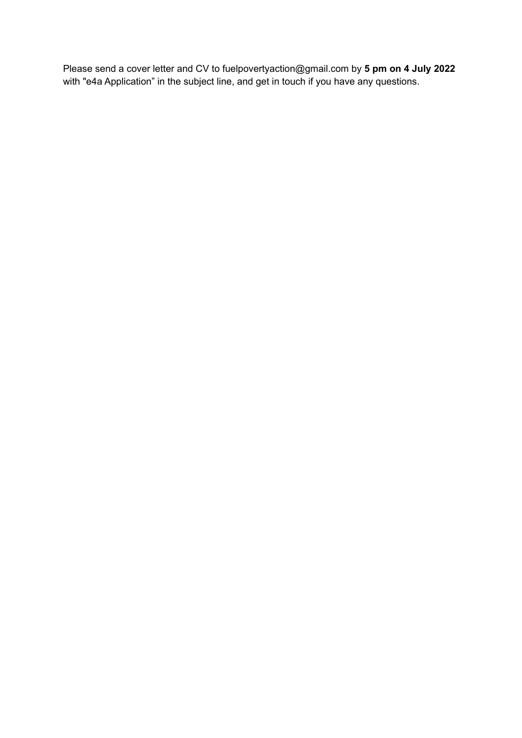Please send a cover letter and CV to fuelpovertyaction@gmail.com by **5 pm on 4 July 2022** with "e4a Application” in the subject line, and get in touch if you have any questions.